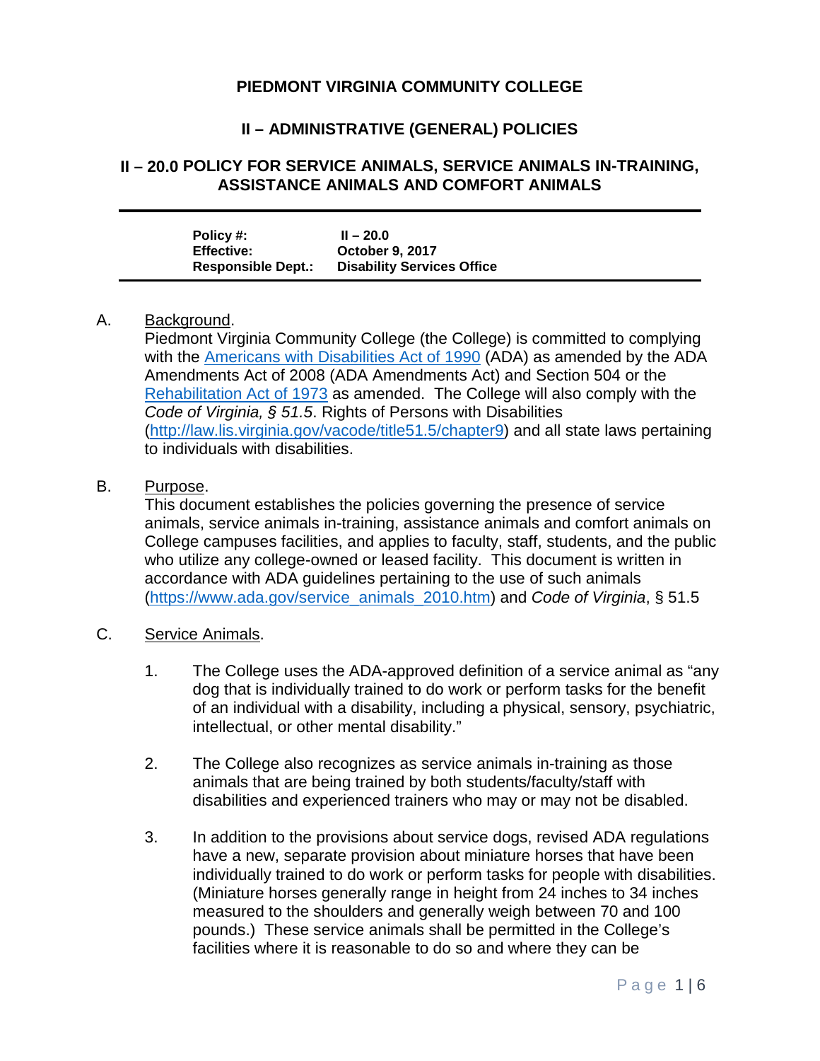# PIEDMONT VIRGINIA COMMUNITY COLLEGE

## II – ADMINISTRATIVE (GENERAL) POLICIES

## II – 20.0 POLICY FOR SERVICE ANIMALS, SERVICE ANIMALS IN-TRAINING, ASSISTANCE ANIMALS AND COMFORT ANIMALS

---

| | |
|---|---|
| **Policy #:** | **II – 20.0** |
| **Effective:** | **October 9, 2017** |
| **Responsible Dept.:** | **Disability Services Office** |

---

A. Background.

Piedmont Virginia Community College (the College) is committed to complying with the [Americans with Disabilities Act of 1990](#) (ADA) as amended by the ADA Amendments Act of 2008 (ADA Amendments Act) and Section 504 or the [Rehabilitation Act of 1973](#) as amended. The College will also comply with the *Code of Virginia, § 51.5*. Rights of Persons with Disabilities ([http://law.lis.virginia.gov/vacode/title51.5/chapter9](http://law.lis.virginia.gov/vacode/title51.5/chapter9)) and all state laws pertaining to individuals with disabilities.

B. Purpose.

This document establishes the policies governing the presence of service animals, service animals in-training, assistance animals and comfort animals on College campuses facilities, and applies to faculty, staff, students, and the public who utilize any college-owned or leased facility. This document is written in accordance with ADA guidelines pertaining to the use of such animals ([https://www.ada.gov/service_animals_2010.htm](https://www.ada.gov/service_animals_2010.htm)) and *Code of Virginia*, § 51.5

C. Service Animals.

1. The College uses the ADA-approved definition of a service animal as "any dog that is individually trained to do work or perform tasks for the benefit of an individual with a disability, including a physical, sensory, psychiatric, intellectual, or other mental disability."

2. The College also recognizes as service animals in-training as those animals that are being trained by both students/faculty/staff with disabilities and experienced trainers who may or may not be disabled.

3. In addition to the provisions about service dogs, revised ADA regulations have a new, separate provision about miniature horses that have been individually trained to do work or perform tasks for people with disabilities. (Miniature horses generally range in height from 24 inches to 34 inches measured to the shoulders and generally weigh between 70 and 100 pounds.) These service animals shall be permitted in the College's facilities where it is reasonable to do so and where they can be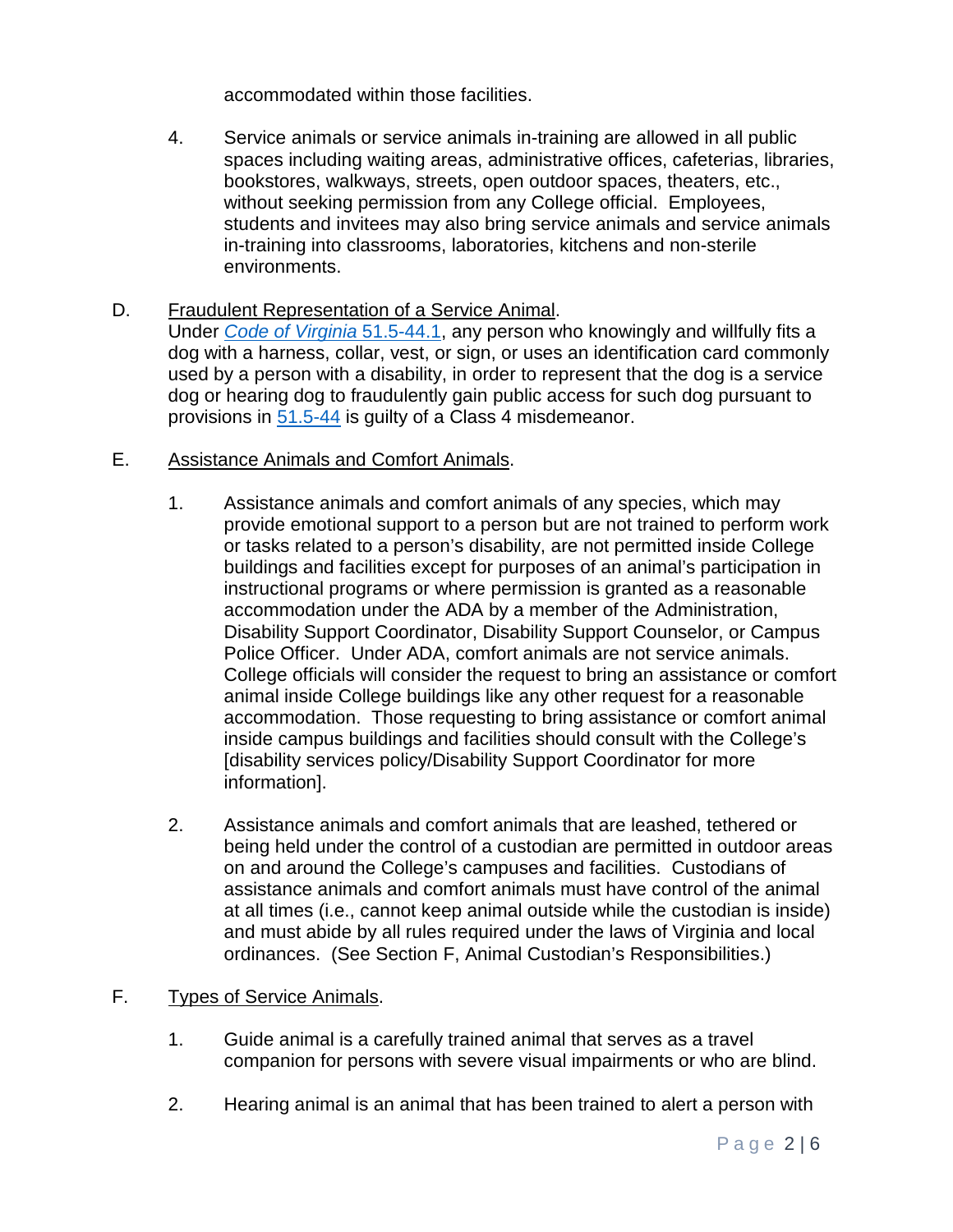accommodated within those facilities.

4. Service animals or service animals in-training are allowed in all public spaces including waiting areas, administrative offices, cafeterias, libraries, bookstores, walkways, streets, open outdoor spaces, theaters, etc., without seeking permission from any College official. Employees, students and invitees may also bring service animals and service animals in-training into classrooms, laboratories, kitchens and non-sterile environments.

D. Fraudulent Representation of a Service Animal.
Under *Code of Virginia* 51.5-44.1, any person who knowingly and willfully fits a dog with a harness, collar, vest, or sign, or uses an identification card commonly used by a person with a disability, in order to represent that the dog is a service dog or hearing dog to fraudulently gain public access for such dog pursuant to provisions in 51.5-44 is guilty of a Class 4 misdemeanor.

E. Assistance Animals and Comfort Animals.

1. Assistance animals and comfort animals of any species, which may provide emotional support to a person but are not trained to perform work or tasks related to a person's disability, are not permitted inside College buildings and facilities except for purposes of an animal's participation in instructional programs or where permission is granted as a reasonable accommodation under the ADA by a member of the Administration, Disability Support Coordinator, Disability Support Counselor, or Campus Police Officer. Under ADA, comfort animals are not service animals. College officials will consider the request to bring an assistance or comfort animal inside College buildings like any other request for a reasonable accommodation. Those requesting to bring assistance or comfort animal inside campus buildings and facilities should consult with the College's [disability services policy/Disability Support Coordinator for more information].

2. Assistance animals and comfort animals that are leashed, tethered or being held under the control of a custodian are permitted in outdoor areas on and around the College's campuses and facilities. Custodians of assistance animals and comfort animals must have control of the animal at all times (i.e., cannot keep animal outside while the custodian is inside) and must abide by all rules required under the laws of Virginia and local ordinances. (See Section F, Animal Custodian's Responsibilities.)

F. Types of Service Animals.

1. Guide animal is a carefully trained animal that serves as a travel companion for persons with severe visual impairments or who are blind.

2. Hearing animal is an animal that has been trained to alert a person with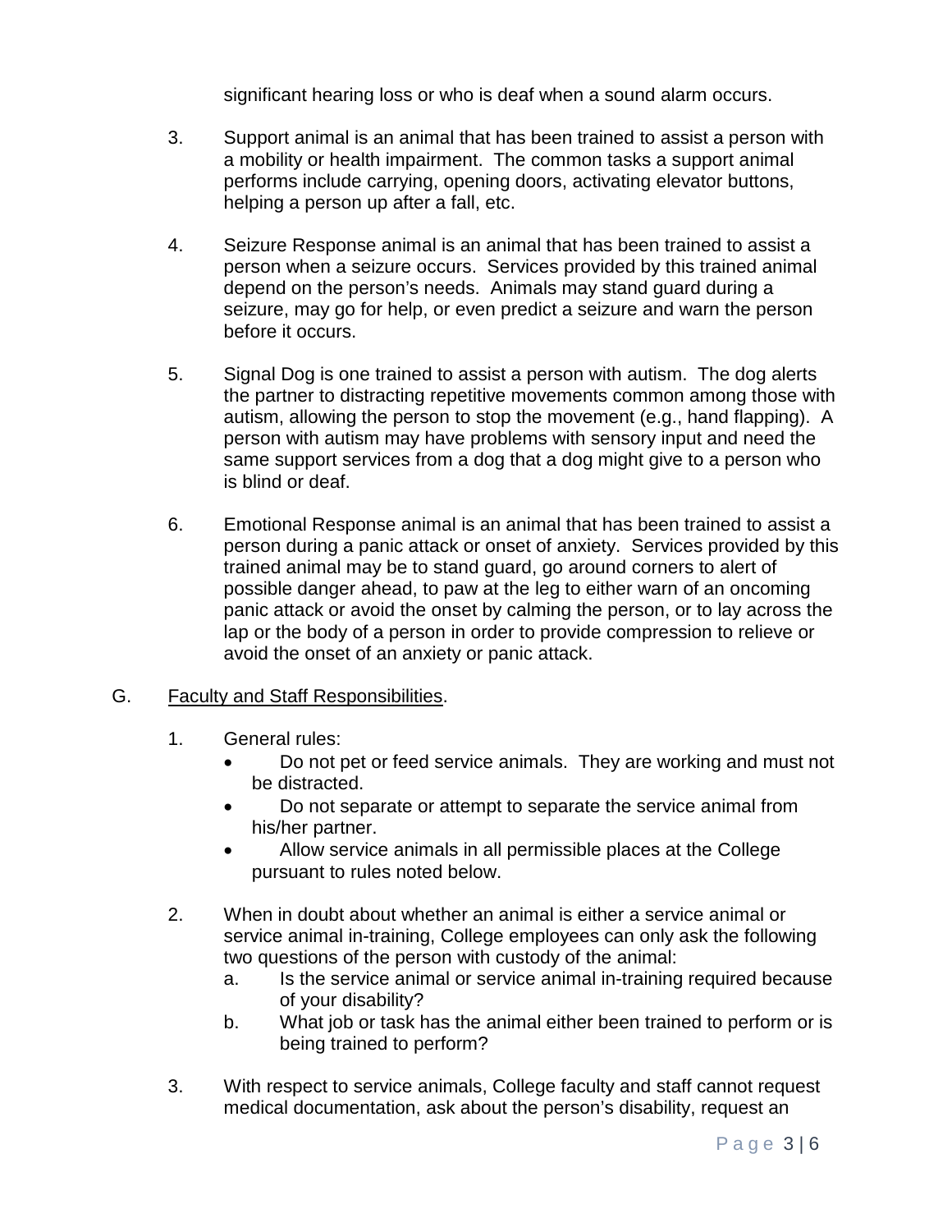significant hearing loss or who is deaf when a sound alarm occurs.

3. Support animal is an animal that has been trained to assist a person with a mobility or health impairment. The common tasks a support animal performs include carrying, opening doors, activating elevator buttons, helping a person up after a fall, etc.

4. Seizure Response animal is an animal that has been trained to assist a person when a seizure occurs. Services provided by this trained animal depend on the person's needs. Animals may stand guard during a seizure, may go for help, or even predict a seizure and warn the person before it occurs.

5. Signal Dog is one trained to assist a person with autism. The dog alerts the partner to distracting repetitive movements common among those with autism, allowing the person to stop the movement (e.g., hand flapping). A person with autism may have problems with sensory input and need the same support services from a dog that a dog might give to a person who is blind or deaf.

6. Emotional Response animal is an animal that has been trained to assist a person during a panic attack or onset of anxiety. Services provided by this trained animal may be to stand guard, go around corners to alert of possible danger ahead, to paw at the leg to either warn of an oncoming panic attack or avoid the onset by calming the person, or to lay across the lap or the body of a person in order to provide compression to relieve or avoid the onset of an anxiety or panic attack.

G. Faculty and Staff Responsibilities.

1. General rules:
   - Do not pet or feed service animals. They are working and must not be distracted.
   - Do not separate or attempt to separate the service animal from his/her partner.
   - Allow service animals in all permissible places at the College pursuant to rules noted below.

2. When in doubt about whether an animal is either a service animal or service animal in-training, College employees can only ask the following two questions of the person with custody of the animal:
   a. Is the service animal or service animal in-training required because of your disability?
   b. What job or task has the animal either been trained to perform or is being trained to perform?

3. With respect to service animals, College faculty and staff cannot request medical documentation, ask about the person's disability, request an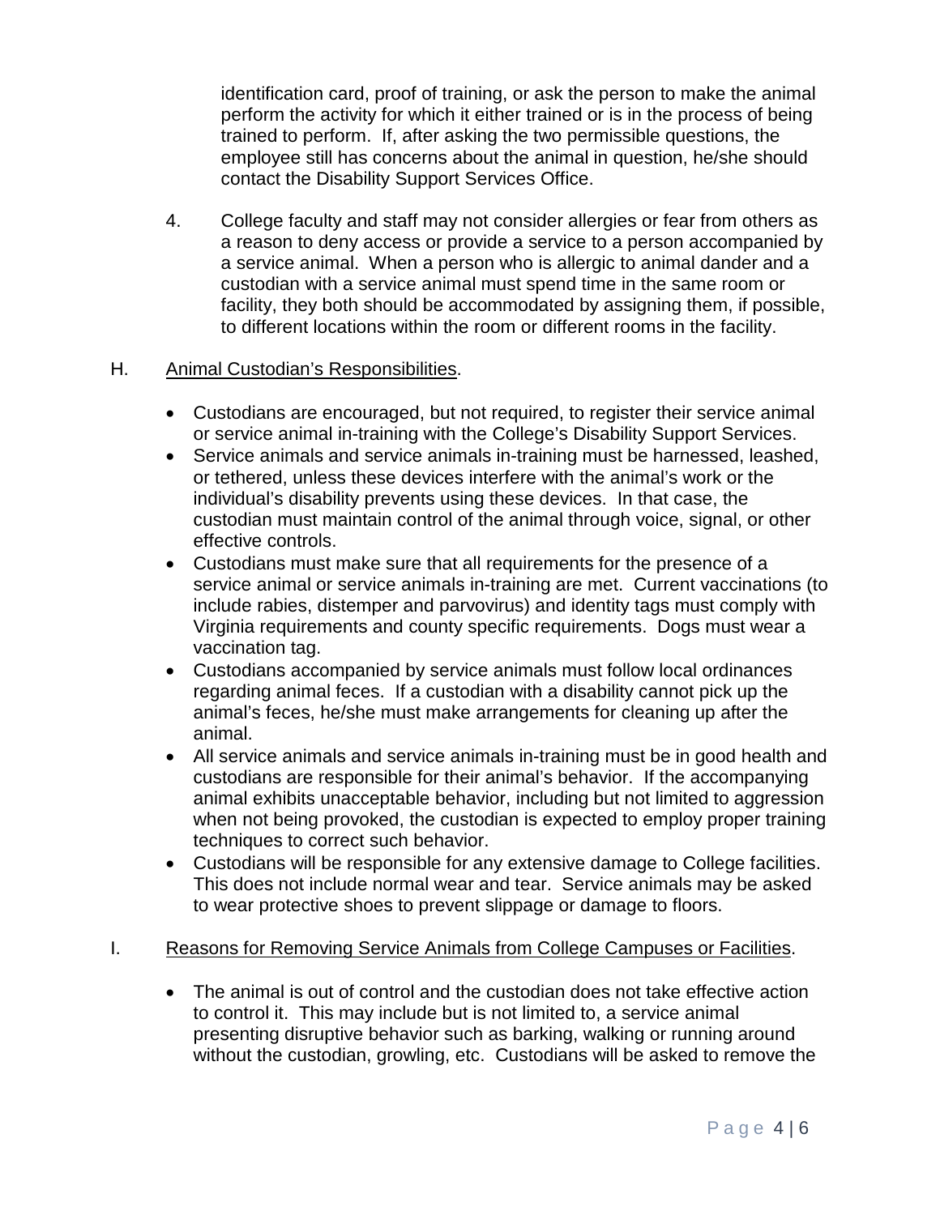identification card, proof of training, or ask the person to make the animal perform the activity for which it either trained or is in the process of being trained to perform. If, after asking the two permissible questions, the employee still has concerns about the animal in question, he/she should contact the Disability Support Services Office.

4. College faculty and staff may not consider allergies or fear from others as a reason to deny access or provide a service to a person accompanied by a service animal. When a person who is allergic to animal dander and a custodian with a service animal must spend time in the same room or facility, they both should be accommodated by assigning them, if possible, to different locations within the room or different rooms in the facility.

H. <u>Animal Custodian's Responsibilities</u>.

- Custodians are encouraged, but not required, to register their service animal or service animal in-training with the College's Disability Support Services.
- Service animals and service animals in-training must be harnessed, leashed, or tethered, unless these devices interfere with the animal's work or the individual's disability prevents using these devices. In that case, the custodian must maintain control of the animal through voice, signal, or other effective controls.
- Custodians must make sure that all requirements for the presence of a service animal or service animals in-training are met. Current vaccinations (to include rabies, distemper and parvovirus) and identity tags must comply with Virginia requirements and county specific requirements. Dogs must wear a vaccination tag.
- Custodians accompanied by service animals must follow local ordinances regarding animal feces. If a custodian with a disability cannot pick up the animal's feces, he/she must make arrangements for cleaning up after the animal.
- All service animals and service animals in-training must be in good health and custodians are responsible for their animal's behavior. If the accompanying animal exhibits unacceptable behavior, including but not limited to aggression when not being provoked, the custodian is expected to employ proper training techniques to correct such behavior.
- Custodians will be responsible for any extensive damage to College facilities. This does not include normal wear and tear. Service animals may be asked to wear protective shoes to prevent slippage or damage to floors.

I. <u>Reasons for Removing Service Animals from College Campuses or Facilities</u>.

- The animal is out of control and the custodian does not take effective action to control it. This may include but is not limited to, a service animal presenting disruptive behavior such as barking, walking or running around without the custodian, growling, etc. Custodians will be asked to remove the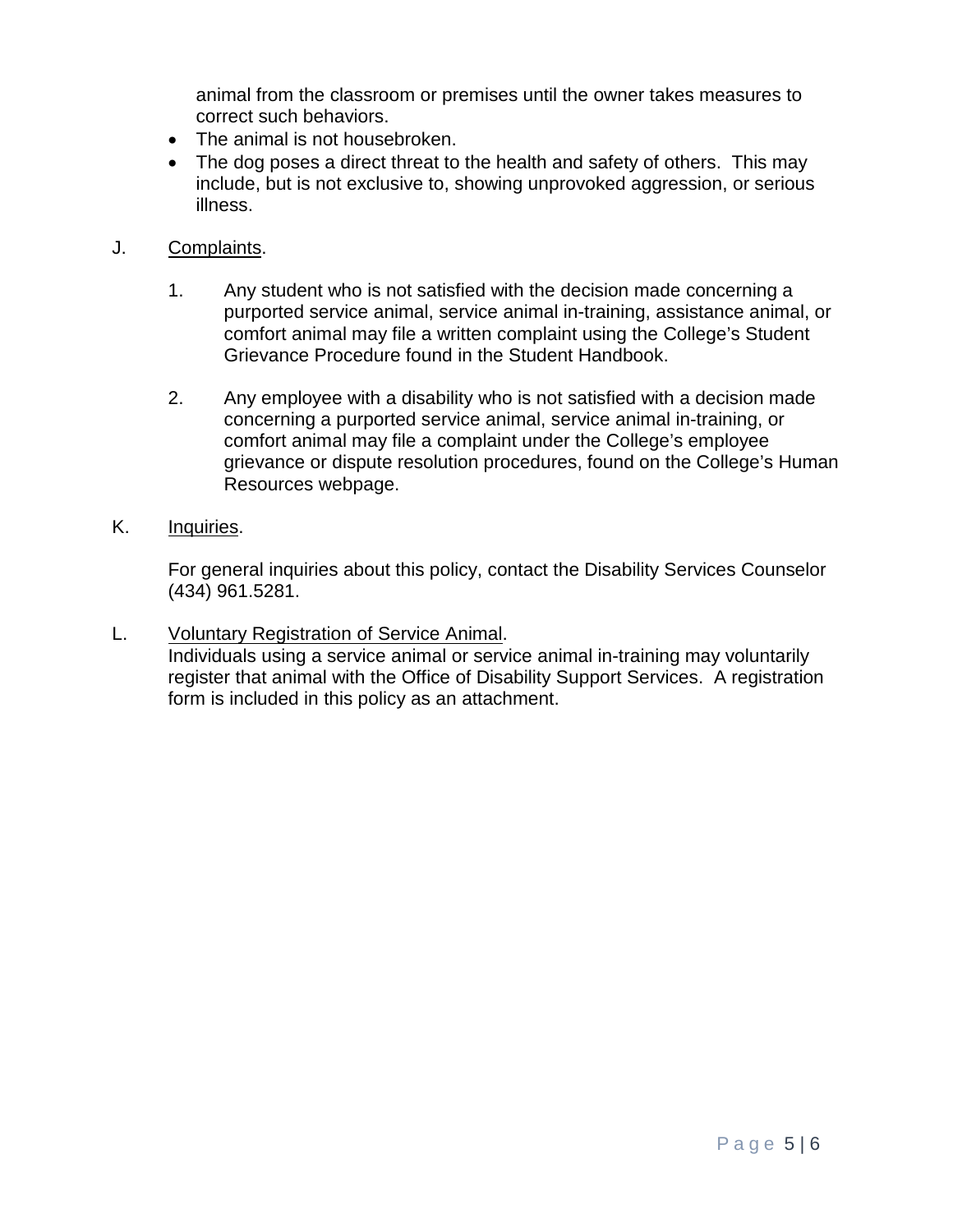animal from the classroom or premises until the owner takes measures to correct such behaviors.

- The animal is not housebroken.
- The dog poses a direct threat to the health and safety of others. This may include, but is not exclusive to, showing unprovoked aggression, or serious illness.

J. Complaints.

1. Any student who is not satisfied with the decision made concerning a purported service animal, service animal in-training, assistance animal, or comfort animal may file a written complaint using the College's Student Grievance Procedure found in the Student Handbook.

2. Any employee with a disability who is not satisfied with a decision made concerning a purported service animal, service animal in-training, or comfort animal may file a complaint under the College's employee grievance or dispute resolution procedures, found on the College's Human Resources webpage.

K. Inquiries.

For general inquiries about this policy, contact the Disability Services Counselor (434) 961.5281.

L. Voluntary Registration of Service Animal.

Individuals using a service animal or service animal in-training may voluntarily register that animal with the Office of Disability Support Services. A registration form is included in this policy as an attachment.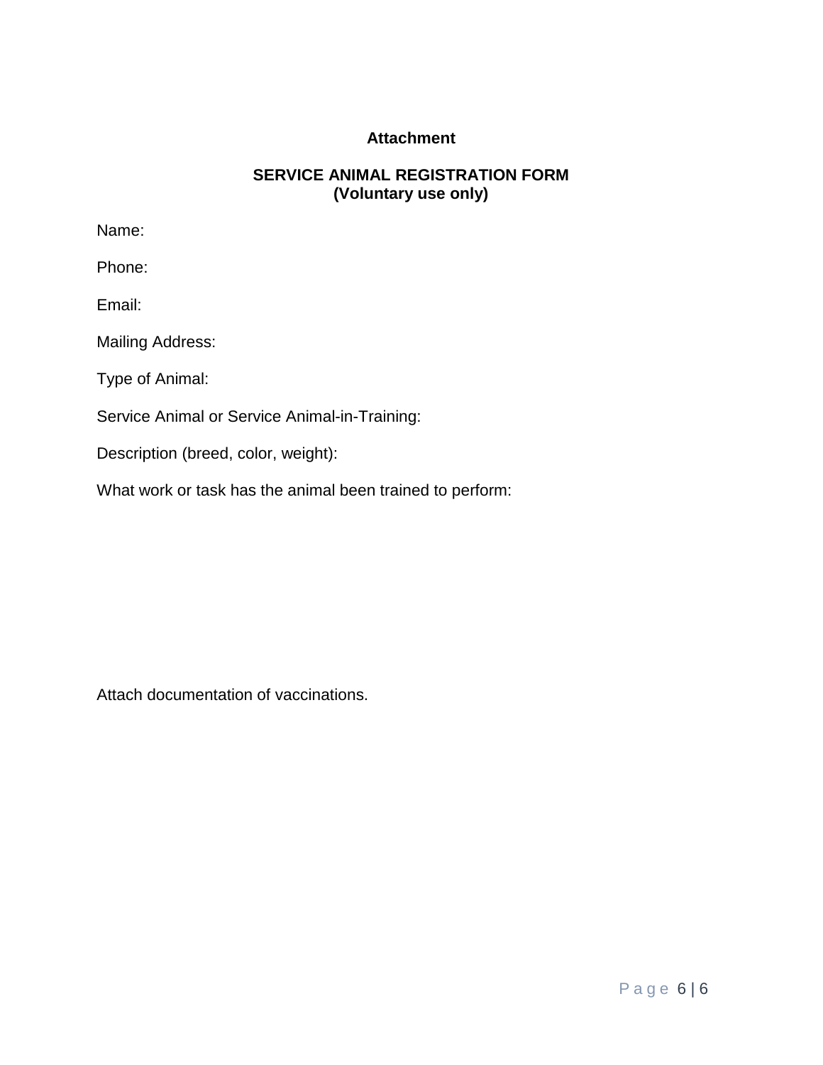**Attachment**

**SERVICE ANIMAL REGISTRATION FORM**
**(Voluntary use only)**

Name:

Phone:

Email:

Mailing Address:

Type of Animal:

Service Animal or Service Animal-in-Training:

Description (breed, color, weight):

What work or task has the animal been trained to perform:

Attach documentation of vaccinations.